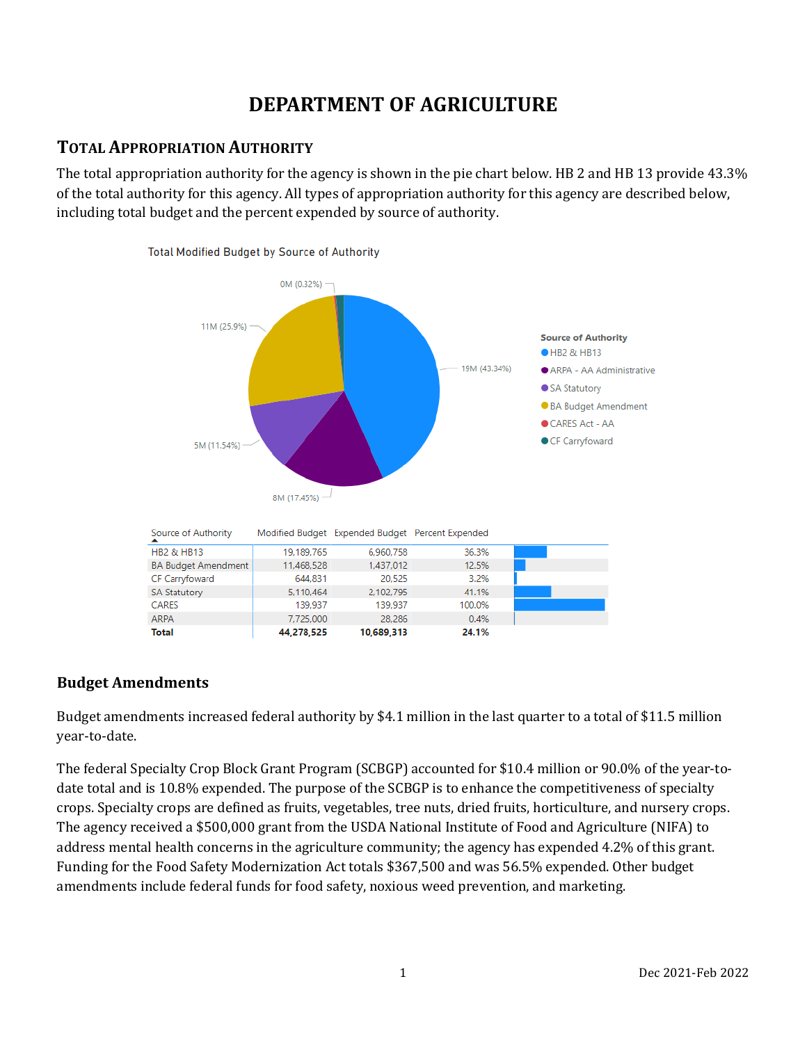# DEPARTMENT OF AGRICULTURE

## TOTAL APPROPRIATION AUTHORITY

The total appropriation authority for the agency is shown in the pie chart below. HB 2 and HB 13 provide 43.3% of the total authority for this agency. All types of appropriation authority for this agency are described below, including total budget and the percent expended by source of authority.

Total Modified Budget by Source of Authority

| Source of Authority | Modified Budget | Expended Budget | Percent Expended |
|---|---|---|---|
| HB2 & HB13 | 19,189,765 | 6,960,758 | 36.3% |
| BA Budget Amendment | 11,468,528 | 1,437,012 | 12.5% |
| CF Carryfoward | 644,831 | 20,525 | 3.2% |
| SA Statutory | 5,110,464 | 2,102,795 | 41.1% |
| CARES | 139,937 | 139,937 | 100.0% |
| ARPA | 7,725,000 | 28,286 | 0.4% |
| **Total** | **44,278,525** | **10,689,313** | **24.1%** |

### Budget Amendments

Budget amendments increased federal authority by $4.1 million in the last quarter to a total of $11.5 million year-to-date.

The federal Specialty Crop Block Grant Program (SCBGP) accounted for $10.4 million or 90.0% of the year-to-date total and is 10.8% expended. The purpose of the SCBGP is to enhance the competitiveness of specialty crops. Specialty crops are defined as fruits, vegetables, tree nuts, dried fruits, horticulture, and nursery crops. The agency received a $500,000 grant from the USDA National Institute of Food and Agriculture (NIFA) to address mental health concerns in the agriculture community; the agency has expended 4.2% of this grant. Funding for the Food Safety Modernization Act totals $367,500 and was 56.5% expended. Other budget amendments include federal funds for food safety, noxious weed prevention, and marketing.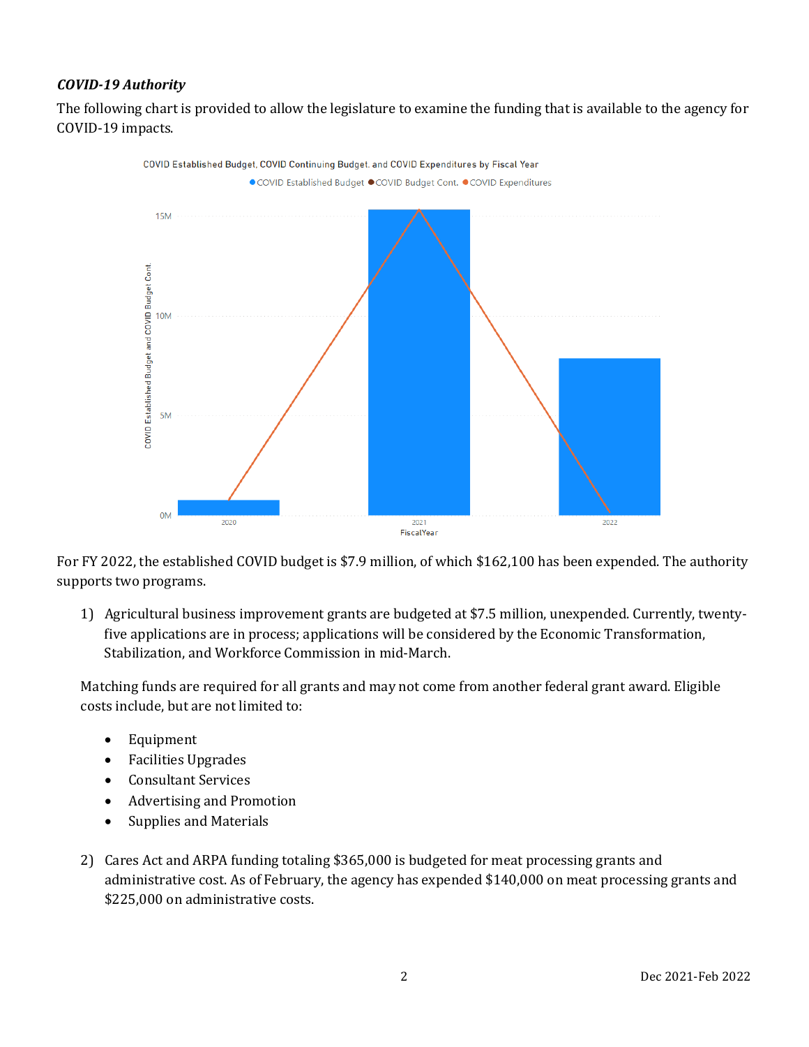### *COVID-19 Authority*

The following chart is provided to allow the legislature to examine the funding that is available to the agency for COVID-19 impacts.

COVID Established Budget, COVID Continuing Budget, and COVID Expenditures by Fiscal Year

For FY 2022, the established COVID budget is $7.9 million, of which $162,100 has been expended. The authority supports two programs.

1) Agricultural business improvement grants are budgeted at $7.5 million, unexpended. Currently, twenty-five applications are in process; applications will be considered by the Economic Transformation, Stabilization, and Workforce Commission in mid-March.

   Matching funds are required for all grants and may not come from another federal grant award. Eligible costs include, but are not limited to:

   - Equipment
   - Facilities Upgrades
   - Consultant Services
   - Advertising and Promotion
   - Supplies and Materials

2) Cares Act and ARPA funding totaling $365,000 is budgeted for meat processing grants and administrative cost. As of February, the agency has expended $140,000 on meat processing grants and $225,000 on administrative costs.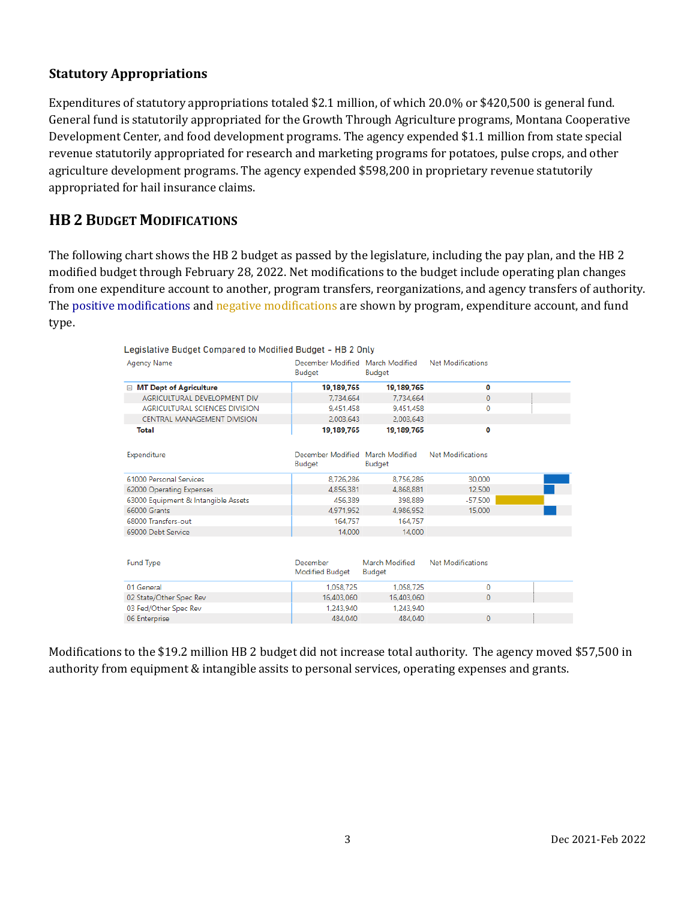### Statutory Appropriations

Expenditures of statutory appropriations totaled $2.1 million, of which 20.0% or $420,500 is general fund. General fund is statutorily appropriated for the Growth Through Agriculture programs, Montana Cooperative Development Center, and food development programs. The agency expended $1.1 million from state special revenue statutorily appropriated for research and marketing programs for potatoes, pulse crops, and other agriculture development programs. The agency expended $598,200 in proprietary revenue statutorily appropriated for hail insurance claims.

## HB 2 Budget Modifications

The following chart shows the HB 2 budget as passed by the legislature, including the pay plan, and the HB 2 modified budget through February 28, 2022. Net modifications to the budget include operating plan changes from one expenditure account to another, program transfers, reorganizations, and agency transfers of authority. The positive modifications and negative modifications are shown by program, expenditure account, and fund type.

Legislative Budget Compared to Modified Budget - HB 2 Only

| Agency Name | December Modified Budget | March Modified Budget | Net Modifications |
|---|---|---|---|
| **MT Dept of Agriculture** | **19,189,765** | **19,189,765** | **0** |
| AGRICULTURAL DEVELOPMENT DIV | 7,734,664 | 7,734,664 | 0 |
| AGRICULTURAL SCIENCES DIVISION | 9,451,458 | 9,451,458 | 0 |
| CENTRAL MANAGEMENT DIVISION | 2,003,643 | 2,003,643 | |
| **Total** | **19,189,765** | **19,189,765** | **0** |

| Expenditure | December Modified Budget | March Modified Budget | Net Modifications |
|---|---|---|---|
| 61000 Personal Services | 8,726,286 | 8,756,286 | 30,000 |
| 62000 Operating Expenses | 4,856,381 | 4,868,881 | 12,500 |
| 63000 Equipment & Intangible Assets | 456,389 | 398,889 | -57,500 |
| 66000 Grants | 4,971,952 | 4,986,952 | 15,000 |
| 68000 Transfers-out | 164,757 | 164,757 | |
| 69000 Debt Service | 14,000 | 14,000 | |

| Fund Type | December Modified Budget | March Modified Budget | Net Modifications |
|---|---|---|---|
| 01 General | 1,058,725 | 1,058,725 | 0 |
| 02 State/Other Spec Rev | 16,403,060 | 16,403,060 | 0 |
| 03 Fed/Other Spec Rev | 1,243,940 | 1,243,940 | |
| 06 Enterprise | 484,040 | 484,040 | 0 |

Modifications to the $19.2 million HB 2 budget did not increase total authority. The agency moved $57,500 in authority from equipment & intangible assits to personal services, operating expenses and grants.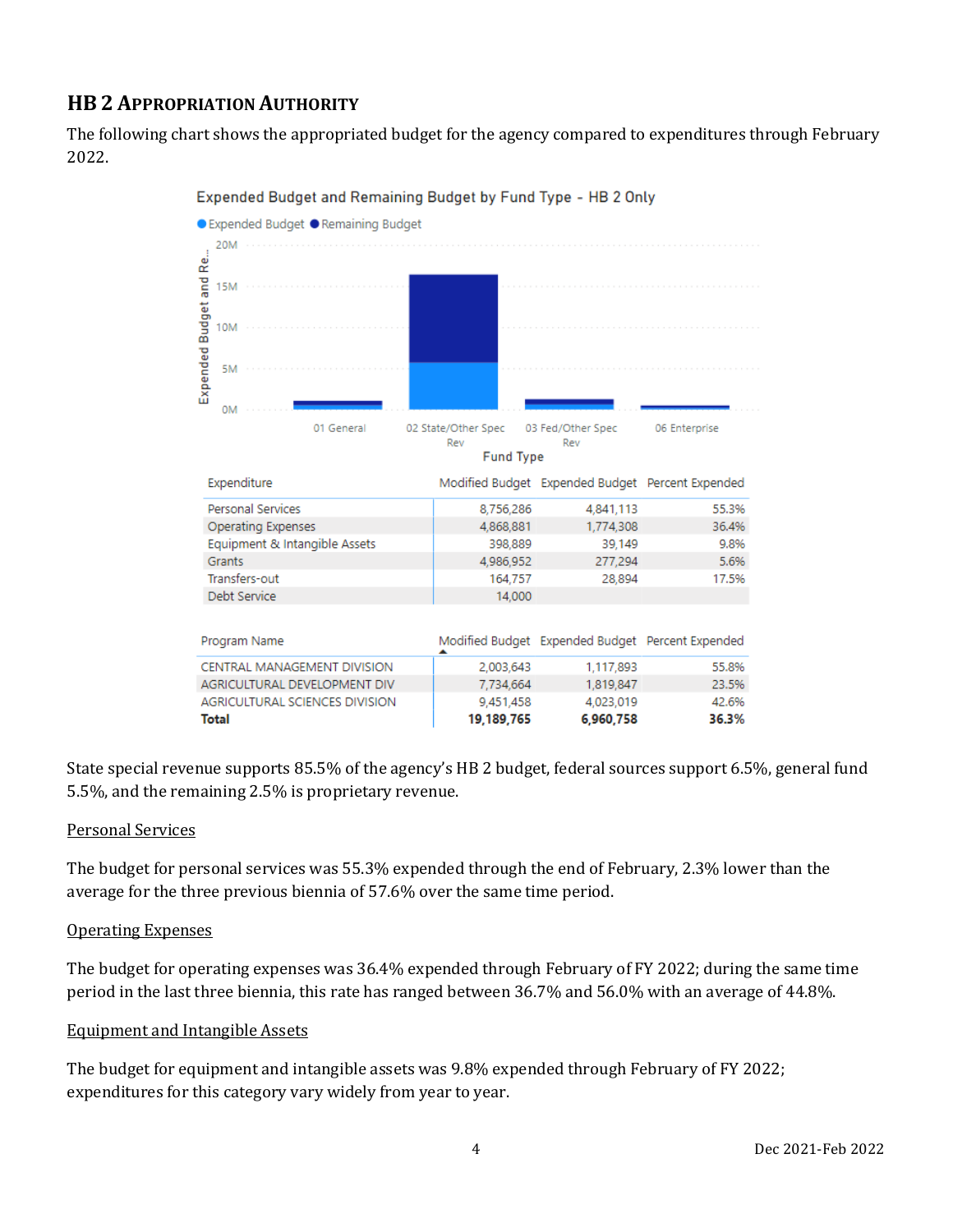## HB 2 Appropriation Authority

The following chart shows the appropriated budget for the agency compared to expenditures through February 2022.

| Expenditure | Modified Budget | Expended Budget | Percent Expended |
|---|---|---|---|
| Personal Services | 8,756,286 | 4,841,113 | 55.3% |
| Operating Expenses | 4,868,881 | 1,774,308 | 36.4% |
| Equipment & Intangible Assets | 398,889 | 39,149 | 9.8% |
| Grants | 4,986,952 | 277,294 | 5.6% |
| Transfers-out | 164,757 | 28,894 | 17.5% |
| Debt Service | 14,000 | | |

| Program Name | Modified Budget | Expended Budget | Percent Expended |
|---|---|---|---|
| CENTRAL MANAGEMENT DIVISION | 2,003,643 | 1,117,893 | 55.8% |
| AGRICULTURAL DEVELOPMENT DIV | 7,734,664 | 1,819,847 | 23.5% |
| AGRICULTURAL SCIENCES DIVISION | 9,451,458 | 4,023,019 | 42.6% |
| **Total** | **19,189,765** | **6,960,758** | **36.3%** |

State special revenue supports 85.5% of the agency's HB 2 budget, federal sources support 6.5%, general fund 5.5%, and the remaining 2.5% is proprietary revenue.

### Personal Services

The budget for personal services was 55.3% expended through the end of February, 2.3% lower than the average for the three previous biennia of 57.6% over the same time period.

### Operating Expenses

The budget for operating expenses was 36.4% expended through February of FY 2022; during the same time period in the last three biennia, this rate has ranged between 36.7% and 56.0% with an average of 44.8%.

### Equipment and Intangible Assets

The budget for equipment and intangible assets was 9.8% expended through February of FY 2022; expenditures for this category vary widely from year to year.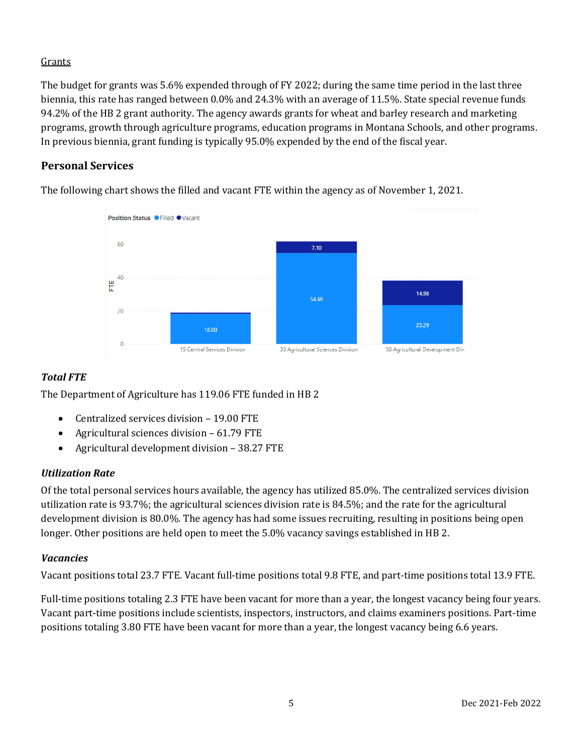Grants

The budget for grants was 5.6% expended through of FY 2022; during the same time period in the last three biennia, this rate has ranged between 0.0% and 24.3% with an average of 11.5%. State special revenue funds 94.2% of the HB 2 grant authority. The agency awards grants for wheat and barley research and marketing programs, growth through agriculture programs, education programs in Montana Schools, and other programs. In previous biennia, grant funding is typically 95.0% expended by the end of the fiscal year.

## Personal Services

The following chart shows the filled and vacant FTE within the agency as of November 1, 2021.

### *Total FTE*

The Department of Agriculture has 119.06 FTE funded in HB 2

- Centralized services division – 19.00 FTE
- Agricultural sciences division – 61.79 FTE
- Agricultural development division – 38.27 FTE

### *Utilization Rate*

Of the total personal services hours available, the agency has utilized 85.0%. The centralized services division utilization rate is 93.7%; the agricultural sciences division rate is 84.5%; and the rate for the agricultural development division is 80.0%. The agency has had some issues recruiting, resulting in positions being open longer. Other positions are held open to meet the 5.0% vacancy savings established in HB 2.

### *Vacancies*

Vacant positions total 23.7 FTE. Vacant full-time positions total 9.8 FTE, and part-time positions total 13.9 FTE.

Full-time positions totaling 2.3 FTE have been vacant for more than a year, the longest vacancy being four years. Vacant part-time positions include scientists, inspectors, instructors, and claims examiners positions. Part-time positions totaling 3.80 FTE have been vacant for more than a year, the longest vacancy being 6.6 years.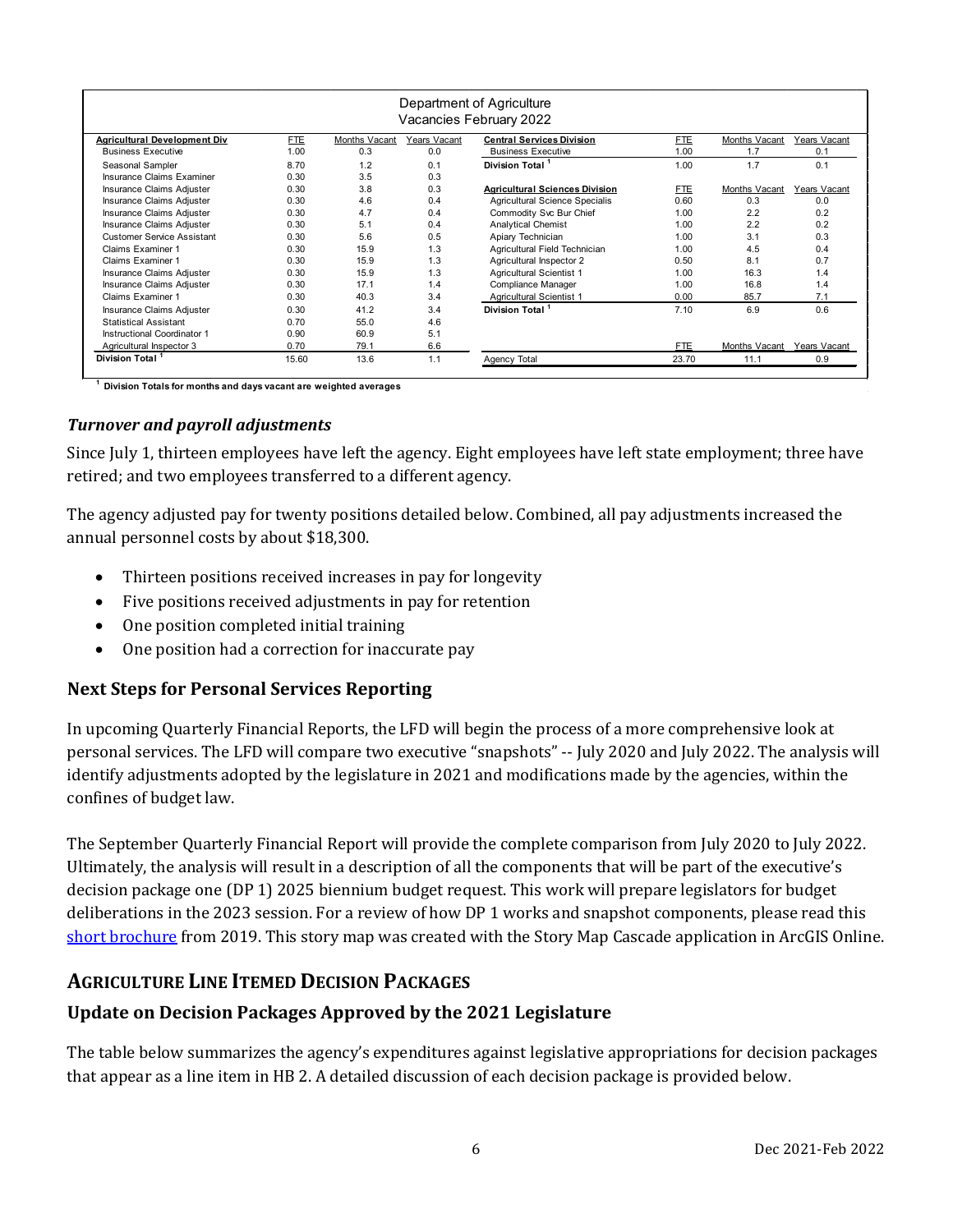| Department of Agriculture Vacancies February 2022 | | | | | | | |
|---|---|---|---|---|---|---|---|
| **Agricultural Development Div** | FTE | Months Vacant | Years Vacant | **Central Services Division** | FTE | Months Vacant | Years Vacant |
| Business Executive | 1.00 | 0.3 | 0.0 | Business Executive | 1.00 | 1.7 | 0.1 |
| Seasonal Sampler | 8.70 | 1.2 | 0.1 | **Division Total** [1] | 1.00 | 1.7 | 0.1 |
| Insurance Claims Examiner | 0.30 | 3.5 | 0.3 | | | | |
| Insurance Claims Adjuster | 0.30 | 3.8 | 0.3 | **Agricultural Sciences Division** | FTE | Months Vacant | Years Vacant |
| Insurance Claims Adjuster | 0.30 | 4.6 | 0.4 | Agricultural Science Specialis | 0.60 | 0.3 | 0.0 |
| Insurance Claims Adjuster | 0.30 | 4.7 | 0.4 | Commodity Svc Bur Chief | 1.00 | 2.2 | 0.2 |
| Insurance Claims Adjuster | 0.30 | 5.1 | 0.4 | Analytical Chemist | 1.00 | 2.2 | 0.2 |
| Customer Service Assistant | 0.30 | 5.6 | 0.5 | Apiary Technician | 1.00 | 3.1 | 0.3 |
| Claims Examiner 1 | 0.30 | 15.9 | 1.3 | Agricultural Field Technician | 1.00 | 4.5 | 0.4 |
| Claims Examiner 1 | 0.30 | 15.9 | 1.3 | Agricultural Inspector 2 | 0.50 | 8.1 | 0.7 |
| Insurance Claims Adjuster | 0.30 | 15.9 | 1.3 | Agricultural Scientist 1 | 1.00 | 16.3 | 1.4 |
| Insurance Claims Adjuster | 0.30 | 17.1 | 1.4 | Compliance Manager | 1.00 | 16.8 | 1.4 |
| Claims Examiner 1 | 0.30 | 40.3 | 3.4 | Agricultural Scientist 1 | 0.00 | 85.7 | 7.1 |
| Insurance Claims Adjuster | 0.30 | 41.2 | 3.4 | **Division Total** [1] | 7.10 | 6.9 | 0.6 |
| Statistical Assistant | 0.70 | 55.0 | 4.6 | | | | |
| Instructional Coordinator 1 | 0.90 | 60.9 | 5.1 | | FTE | Months Vacant | Years Vacant |
| Agricultural Inspector 3 | 0.70 | 79.1 | 6.6 | Agency Total | 23.70 | 11.1 | 0.9 |
| **Division Total** [1] | 15.60 | 13.6 | 1.1 | | | | |

[1] **Division Totals for months and days vacant are weighted averages**

### *Turnover and payroll adjustments*

Since July 1, thirteen employees have left the agency. Eight employees have left state employment; three have retired; and two employees transferred to a different agency.

The agency adjusted pay for twenty positions detailed below. Combined, all pay adjustments increased the annual personnel costs by about $18,300.

- Thirteen positions received increases in pay for longevity
- Five positions received adjustments in pay for retention
- One position completed initial training
- One position had a correction for inaccurate pay

### Next Steps for Personal Services Reporting

In upcoming Quarterly Financial Reports, the LFD will begin the process of a more comprehensive look at personal services. The LFD will compare two executive "snapshots" -- July 2020 and July 2022. The analysis will identify adjustments adopted by the legislature in 2021 and modifications made by the agencies, within the confines of budget law.

The September Quarterly Financial Report will provide the complete comparison from July 2020 to July 2022. Ultimately, the analysis will result in a description of all the components that will be part of the executive's decision package one (DP 1) 2025 biennium budget request. This work will prepare legislators for budget deliberations in the 2023 session. For a review of how DP 1 works and snapshot components, please read this short brochure from 2019. This story map was created with the Story Map Cascade application in ArcGIS Online.

## AGRICULTURE LINE ITEMED DECISION PACKAGES

### Update on Decision Packages Approved by the 2021 Legislature

The table below summarizes the agency's expenditures against legislative appropriations for decision packages that appear as a line item in HB 2. A detailed discussion of each decision package is provided below.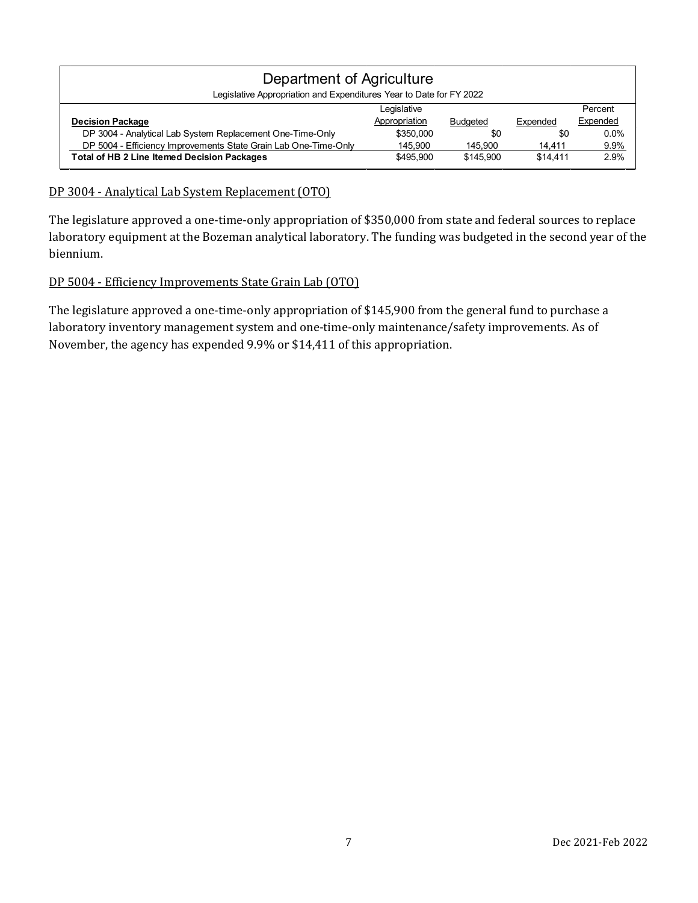## Department of Agriculture

Legislative Appropriation and Expenditures Year to Date for FY 2022

| Decision Package | Legislative Appropriation | Budgeted | Expended | Percent Expended |
|---|---|---|---|---|
| DP 3004 - Analytical Lab System Replacement One-Time-Only | $350,000 | $0 | $0 | 0.0% |
| DP 5004 - Efficiency Improvements State Grain Lab One-Time-Only | 145,900 | 145,900 | 14,411 | 9.9% |
| **Total of HB 2 Line Itemed Decision Packages** | **$495,900** | **$145,900** | **$14,411** | **2.9%** |

DP 3004 - Analytical Lab System Replacement (OTO)

The legislature approved a one-time-only appropriation of $350,000 from state and federal sources to replace laboratory equipment at the Bozeman analytical laboratory. The funding was budgeted in the second year of the biennium.

DP 5004 - Efficiency Improvements State Grain Lab (OTO)

The legislature approved a one-time-only appropriation of $145,900 from the general fund to purchase a laboratory inventory management system and one-time-only maintenance/safety improvements. As of November, the agency has expended 9.9% or $14,411 of this appropriation.